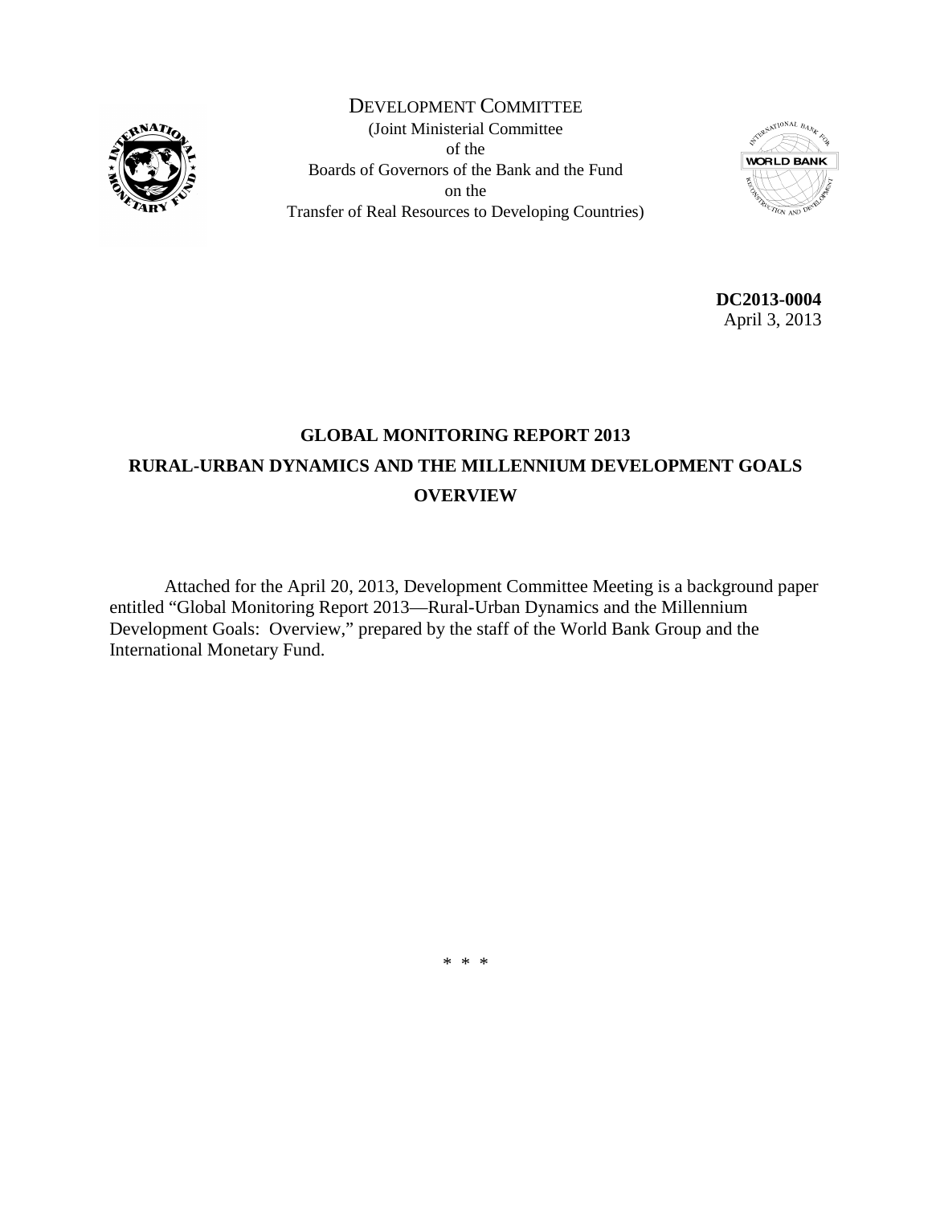DEVELOPMENT COMMITTEE
(Joint Ministerial Committee
of the
Boards of Governors of the Bank and the Fund
on the
Transfer of Real Resources to Developing Countries)

**DC2013-0004**
April 3, 2013

# GLOBAL MONITORING REPORT 2013
# RURAL-URBAN DYNAMICS AND THE MILLENNIUM DEVELOPMENT GOALS
# OVERVIEW

Attached for the April 20, 2013, Development Committee Meeting is a background paper entitled "Global Monitoring Report 2013—Rural-Urban Dynamics and the Millennium Development Goals: Overview," prepared by the staff of the World Bank Group and the International Monetary Fund.

\* \* \*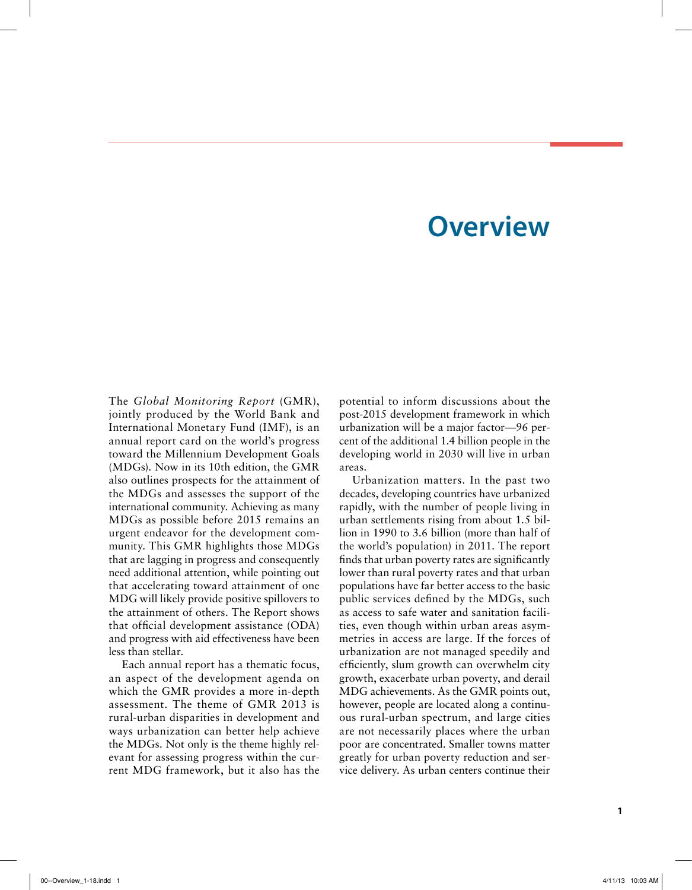# Overview

The *Global Monitoring Report* (GMR), jointly produced by the World Bank and International Monetary Fund (IMF), is an annual report card on the world's progress toward the Millennium Development Goals (MDGs). Now in its 10th edition, the GMR also outlines prospects for the attainment of the MDGs and assesses the support of the international community. Achieving as many MDGs as possible before 2015 remains an urgent endeavor for the development community. This GMR highlights those MDGs that are lagging in progress and consequently need additional attention, while pointing out that accelerating toward attainment of one MDG will likely provide positive spillovers to the attainment of others. The Report shows that official development assistance (ODA) and progress with aid effectiveness have been less than stellar.

Each annual report has a thematic focus, an aspect of the development agenda on which the GMR provides a more in-depth assessment. The theme of GMR 2013 is rural-urban disparities in development and ways urbanization can better help achieve the MDGs. Not only is the theme highly relevant for assessing progress within the current MDG framework, but it also has the potential to inform discussions about the post-2015 development framework in which urbanization will be a major factor—96 percent of the additional 1.4 billion people in the developing world in 2030 will live in urban areas.

Urbanization matters. In the past two decades, developing countries have urbanized rapidly, with the number of people living in urban settlements rising from about 1.5 billion in 1990 to 3.6 billion (more than half of the world's population) in 2011. The report finds that urban poverty rates are significantly lower than rural poverty rates and that urban populations have far better access to the basic public services defined by the MDGs, such as access to safe water and sanitation facilities, even though within urban areas asymmetries in access are large. If the forces of urbanization are not managed speedily and efficiently, slum growth can overwhelm city growth, exacerbate urban poverty, and derail MDG achievements. As the GMR points out, however, people are located along a continuous rural-urban spectrum, and large cities are not necessarily places where the urban poor are concentrated. Smaller towns matter greatly for urban poverty reduction and service delivery. As urban centers continue their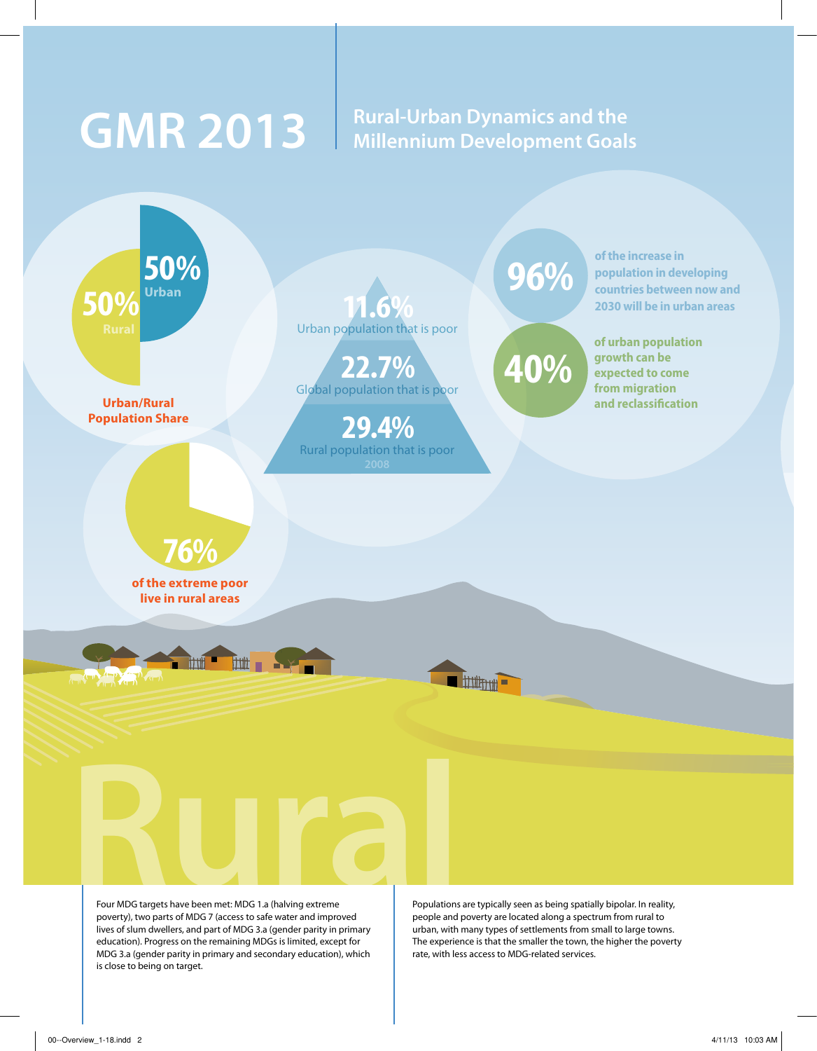# GMR 2013

## Rural-Urban Dynamics and the Millennium Development Goals

**50%** Urban

**50%** Rural

**Urban/Rural Population Share**

**11.6%**
Urban population that is poor

**22.7%**
Global population that is poor

**29.4%**
Rural population that is poor

2008

**96%** of the increase in population in developing countries between now and 2030 will be in urban areas

**40%** of urban population growth can be expected to come from migration and reclassification

**76%** of the extreme poor live in rural areas

Rural

Four MDG targets have been met: MDG 1.a (halving extreme poverty), two parts of MDG 7 (access to safe water and improved lives of slum dwellers, and part of MDG 3.a (gender parity in primary education). Progress on the remaining MDGs is limited, except for MDG 3.a (gender parity in primary and secondary education), which is close to being on target.

Populations are typically seen as being spatially bipolar. In reality, people and poverty are located along a spectrum from rural to urban, with many types of settlements from small to large towns. The experience is that the smaller the town, the higher the poverty rate, with less access to MDG-related services.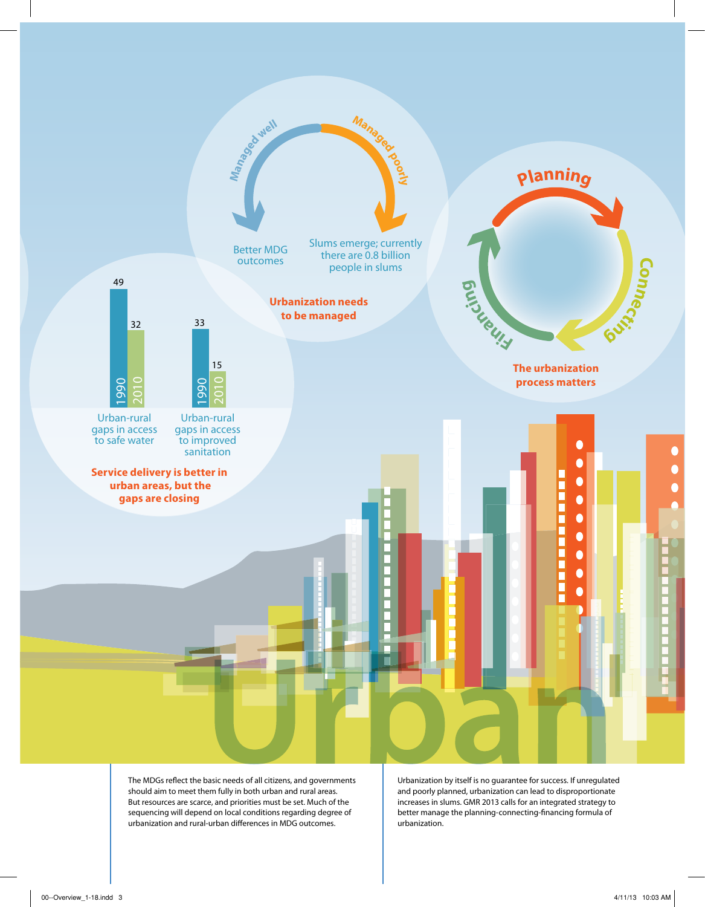Managed well

Managed poorly

Better MDG outcomes

Slums emerge; currently there are 0.8 billion people in slums

**Urbanization needs to be managed**

Planning

Connecting

Financing

**The urbanization process matters**

| | 1990 | 2010 |
|---|---|---|
| Urban-rural gaps in access to safe water | 49 | 32 |
| Urban-rural gaps in access to improved sanitation | 33 | 15 |

**Service delivery is better in urban areas, but the gaps are closing**

Urban

The MDGs reflect the basic needs of all citizens, and governments should aim to meet them fully in both urban and rural areas. But resources are scarce, and priorities must be set. Much of the sequencing will depend on local conditions regarding degree of urbanization and rural-urban differences in MDG outcomes.

Urbanization by itself is no guarantee for success. If unregulated and poorly planned, urbanization can lead to disproportionate increases in slums. GMR 2013 calls for an integrated strategy to better manage the planning-connecting-financing formula of urbanization.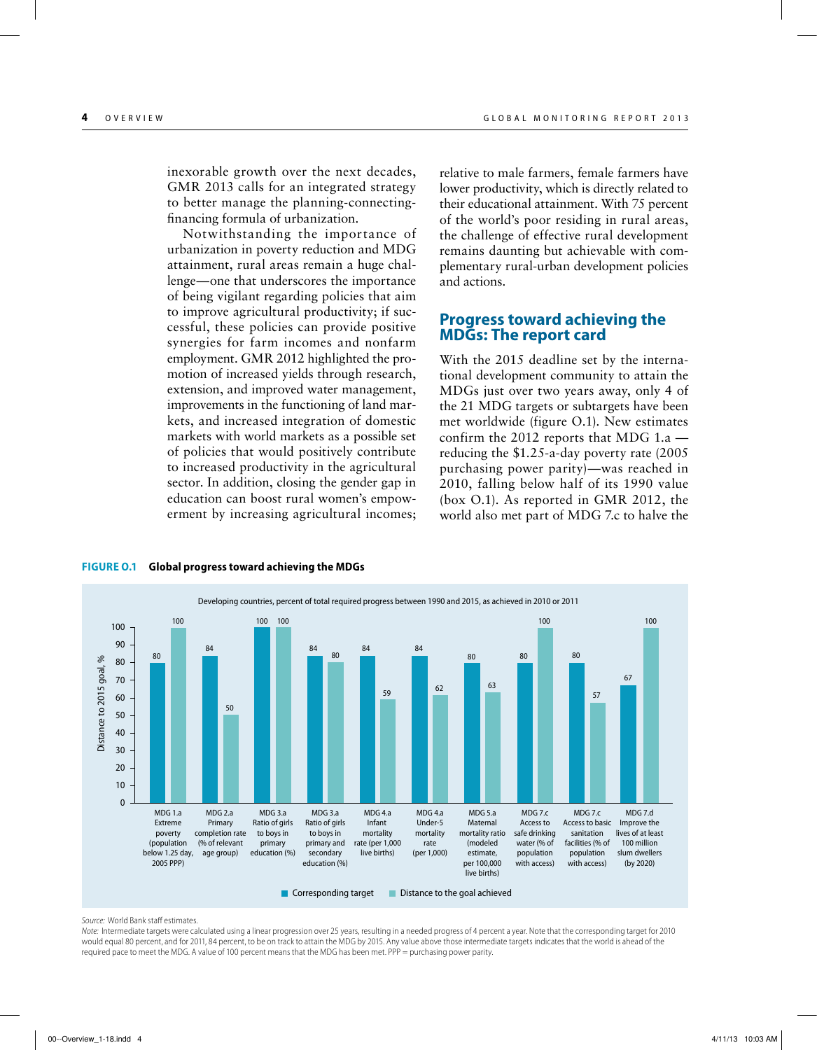inexorable growth over the next decades, GMR 2013 calls for an integrated strategy to better manage the planning-connecting-financing formula of urbanization.

Notwithstanding the importance of urbanization in poverty reduction and MDG attainment, rural areas remain a huge challenge—one that underscores the importance of being vigilant regarding policies that aim to improve agricultural productivity; if successful, these policies can provide positive synergies for farm incomes and nonfarm employment. GMR 2012 highlighted the promotion of increased yields through research, extension, and improved water management, improvements in the functioning of land markets, and increased integration of domestic markets with world markets as a possible set of policies that would positively contribute to increased productivity in the agricultural sector. In addition, closing the gender gap in education can boost rural women's empowerment by increasing agricultural incomes; relative to male farmers, female farmers have lower productivity, which is directly related to their educational attainment. With 75 percent of the world's poor residing in rural areas, the challenge of effective rural development remains daunting but achievable with complementary rural-urban development policies and actions.

## Progress toward achieving the MDGs: The report card

With the 2015 deadline set by the international development community to attain the MDGs just over two years away, only 4 of the 21 MDG targets or subtargets have been met worldwide (figure O.1). New estimates confirm the 2012 reports that MDG 1.a — reducing the $1.25-a-day poverty rate (2005 purchasing power parity)—was reached in 2010, falling below half of its 1990 value (box O.1). As reported in GMR 2012, the world also met part of MDG 7.c to halve the

**FIGURE O.1 Global progress toward achieving the MDGs**

Developing countries, percent of total required progress between 1990 and 2015, as achieved in 2010 or 2011

Distance to 2015 goal, %

| Indicator | Corresponding target | Distance to the goal achieved |
|---|---|---|
| MDG 1.a Extreme poverty (population below 1.25 day, 2005 PPP) | 80 | 100 |
| MDG 2.a Primary completion rate (% of relevant age group) | 84 | 50 |
| MDG 3.a Ratio of girls to boys in primary education (%) | 100 | 100 |
| MDG 3.a Ratio of girls to boys in primary and secondary education (%) | 84 | 80 |
| MDG 4.a Infant mortality rate (per 1,000 live births) | 84 | 59 |
| MDG 4.a Under-5 mortality rate (per 1,000) | 84 | 62 |
| MDG 5.a Maternal mortality ratio (modeled estimate, per 100,000 live births) | 80 | 63 |
| MDG 7.c Access to safe drinking water (% of population with access) | 80 | 100 |
| MDG 7.c Access to basic sanitation facilities (% of population with access) | 80 | 57 |
| MDG 7.d Improve the lives of at least 100 million slum dwellers (by 2020) | 67 | 100 |

*Source:* World Bank staff estimates.

*Note:* Intermediate targets were calculated using a linear progression over 25 years, resulting in a needed progress of 4 percent a year. Note that the corresponding target for 2010 would equal 80 percent, and for 2011, 84 percent, to be on track to attain the MDG by 2015. Any value above those intermediate targets indicates that the world is ahead of the required pace to meet the MDG. A value of 100 percent means that the MDG has been met. PPP = purchasing power parity.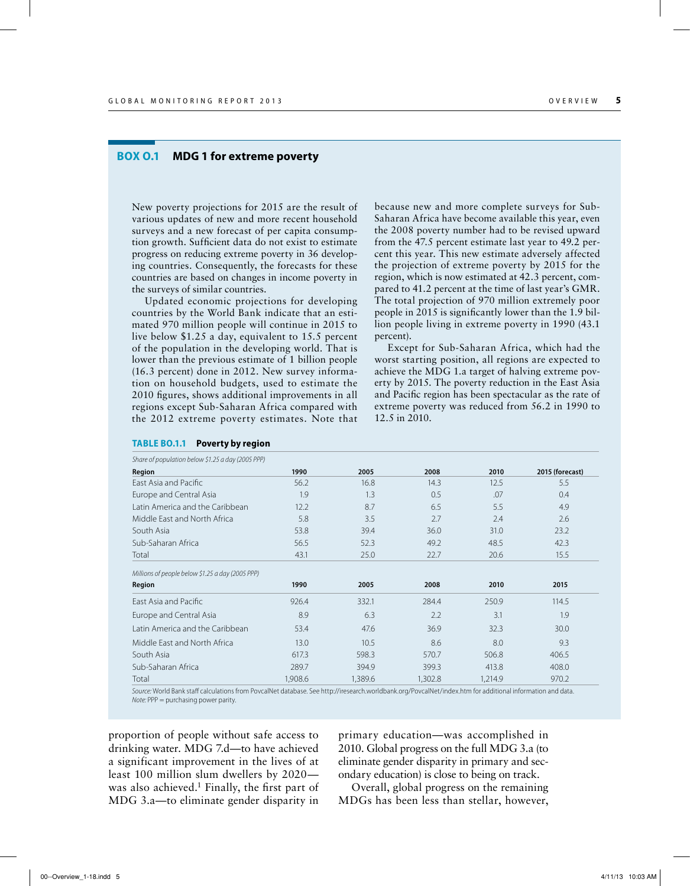## BOX O.1 MDG 1 for extreme poverty

New poverty projections for 2015 are the result of various updates of new and more recent household surveys and a new forecast of per capita consumption growth. Sufficient data do not exist to estimate progress on reducing extreme poverty in 36 developing countries. Consequently, the forecasts for these countries are based on changes in income poverty in the surveys of similar countries.

Updated economic projections for developing countries by the World Bank indicate that an estimated 970 million people will continue in 2015 to live below $1.25 a day, equivalent to 15.5 percent of the population in the developing world. That is lower than the previous estimate of 1 billion people (16.3 percent) done in 2012. New survey information on household budgets, used to estimate the 2010 figures, shows additional improvements in all regions except Sub-Saharan Africa compared with the 2012 extreme poverty estimates. Note that because new and more complete surveys for Sub-Saharan Africa have become available this year, even the 2008 poverty number had to be revised upward from the 47.5 percent estimate last year to 49.2 percent this year. This new estimate adversely affected the projection of extreme poverty by 2015 for the region, which is now estimated at 42.3 percent, compared to 41.2 percent at the time of last year's GMR. The total projection of 970 million extremely poor people in 2015 is significantly lower than the 1.9 billion people living in extreme poverty in 1990 (43.1 percent).

Except for Sub-Saharan Africa, which had the worst starting position, all regions are expected to achieve the MDG 1.a target of halving extreme poverty by 2015. The poverty reduction in the East Asia and Pacific region has been spectacular as the rate of extreme poverty was reduced from 56.2 in 1990 to 12.5 in 2010.

**TABLE BO.1.1 Poverty by region**

*Share of population below $1.25 a day (2005 PPP)*

| Region | 1990 | 2005 | 2008 | 2010 | 2015 (forecast) |
|---|---|---|---|---|---|
| East Asia and Pacific | 56.2 | 16.8 | 14.3 | 12.5 | 5.5 |
| Europe and Central Asia | 1.9 | 1.3 | 0.5 | .07 | 0.4 |
| Latin America and the Caribbean | 12.2 | 8.7 | 6.5 | 5.5 | 4.9 |
| Middle East and North Africa | 5.8 | 3.5 | 2.7 | 2.4 | 2.6 |
| South Asia | 53.8 | 39.4 | 36.0 | 31.0 | 23.2 |
| Sub-Saharan Africa | 56.5 | 52.3 | 49.2 | 48.5 | 42.3 |
| Total | 43.1 | 25.0 | 22.7 | 20.6 | 15.5 |

*Millions of people below $1.25 a day (2005 PPP)*

| Region | 1990 | 2005 | 2008 | 2010 | 2015 |
|---|---|---|---|---|---|
| East Asia and Pacific | 926.4 | 332.1 | 284.4 | 250.9 | 114.5 |
| Europe and Central Asia | 8.9 | 6.3 | 2.2 | 3.1 | 1.9 |
| Latin America and the Caribbean | 53.4 | 47.6 | 36.9 | 32.3 | 30.0 |
| Middle East and North Africa | 13.0 | 10.5 | 8.6 | 8.0 | 9.3 |
| South Asia | 617.3 | 598.3 | 570.7 | 506.8 | 406.5 |
| Sub-Saharan Africa | 289.7 | 394.9 | 399.3 | 413.8 | 408.0 |
| Total | 1,908.6 | 1,389.6 | 1,302.8 | 1,214.9 | 970.2 |

*Source:* World Bank staff calculations from PovcalNet database. See http://iresearch.worldbank.org/PovcalNet/index.htm for additional information and data.
*Note:* PPP = purchasing power parity.

proportion of people without safe access to drinking water. MDG 7.d—to have achieved a significant improvement in the lives of at least 100 million slum dwellers by 2020—was also achieved.[1] Finally, the first part of MDG 3.a—to eliminate gender disparity in primary education—was accomplished in 2010. Global progress on the full MDG 3.a (to eliminate gender disparity in primary and secondary education) is close to being on track.

Overall, global progress on the remaining MDGs has been less than stellar, however,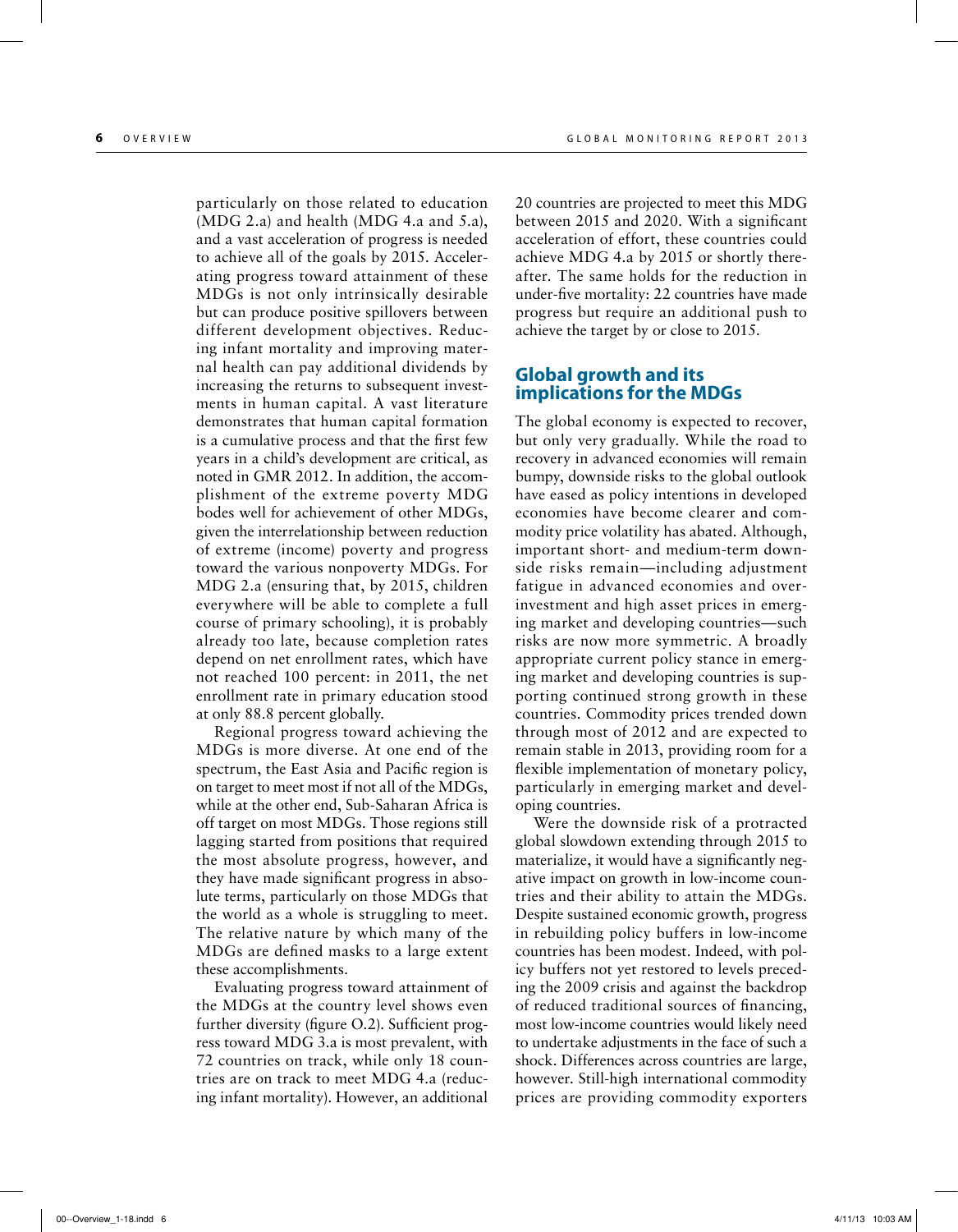particularly on those related to education (MDG 2.a) and health (MDG 4.a and 5.a), and a vast acceleration of progress is needed to achieve all of the goals by 2015. Accelerating progress toward attainment of these MDGs is not only intrinsically desirable but can produce positive spillovers between different development objectives. Reducing infant mortality and improving maternal health can pay additional dividends by increasing the returns to subsequent investments in human capital. A vast literature demonstrates that human capital formation is a cumulative process and that the first few years in a child's development are critical, as noted in GMR 2012. In addition, the accomplishment of the extreme poverty MDG bodes well for achievement of other MDGs, given the interrelationship between reduction of extreme (income) poverty and progress toward the various nonpoverty MDGs. For MDG 2.a (ensuring that, by 2015, children everywhere will be able to complete a full course of primary schooling), it is probably already too late, because completion rates depend on net enrollment rates, which have not reached 100 percent: in 2011, the net enrollment rate in primary education stood at only 88.8 percent globally.

Regional progress toward achieving the MDGs is more diverse. At one end of the spectrum, the East Asia and Pacific region is on target to meet most if not all of the MDGs, while at the other end, Sub-Saharan Africa is off target on most MDGs. Those regions still lagging started from positions that required the most absolute progress, however, and they have made significant progress in absolute terms, particularly on those MDGs that the world as a whole is struggling to meet. The relative nature by which many of the MDGs are defined masks to a large extent these accomplishments.

Evaluating progress toward attainment of the MDGs at the country level shows even further diversity (figure O.2). Sufficient progress toward MDG 3.a is most prevalent, with 72 countries on track, while only 18 countries are on track to meet MDG 4.a (reducing infant mortality). However, an additional 20 countries are projected to meet this MDG between 2015 and 2020. With a significant acceleration of effort, these countries could achieve MDG 4.a by 2015 or shortly thereafter. The same holds for the reduction in under-five mortality: 22 countries have made progress but require an additional push to achieve the target by or close to 2015.

## Global growth and its implications for the MDGs

The global economy is expected to recover, but only very gradually. While the road to recovery in advanced economies will remain bumpy, downside risks to the global outlook have eased as policy intentions in developed economies have become clearer and commodity price volatility has abated. Although, important short- and medium-term downside risks remain—including adjustment fatigue in advanced economies and overinvestment and high asset prices in emerging market and developing countries—such risks are now more symmetric. A broadly appropriate current policy stance in emerging market and developing countries is supporting continued strong growth in these countries. Commodity prices trended down through most of 2012 and are expected to remain stable in 2013, providing room for a flexible implementation of monetary policy, particularly in emerging market and developing countries.

Were the downside risk of a protracted global slowdown extending through 2015 to materialize, it would have a significantly negative impact on growth in low-income countries and their ability to attain the MDGs. Despite sustained economic growth, progress in rebuilding policy buffers in low-income countries has been modest. Indeed, with policy buffers not yet restored to levels preceding the 2009 crisis and against the backdrop of reduced traditional sources of financing, most low-income countries would likely need to undertake adjustments in the face of such a shock. Differences across countries are large, however. Still-high international commodity prices are providing commodity exporters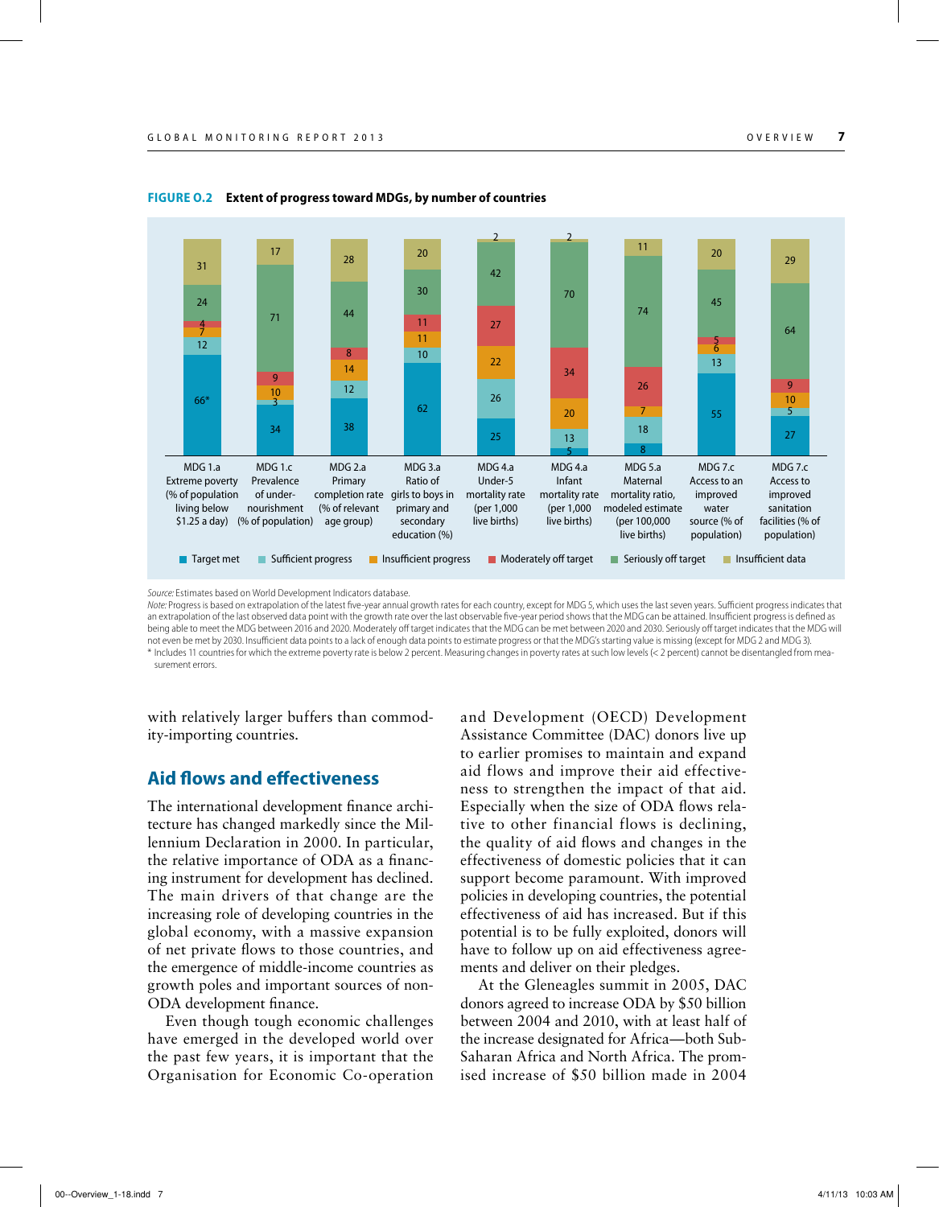**FIGURE O.2 Extent of progress toward MDGs, by number of countries**

| Indicator | Target met | Sufficient progress | Insufficient progress | Moderately off target | Seriously off target | Insufficient data |
|---|---|---|---|---|---|---|
| MDG 1.a Extreme poverty (% of population living below $1.25 a day) | 66* | 12 | 7 | 4 | 24 | 31 |
| MDG 1.c Prevalence of under-nourishment (% of population) | 34 | 3 | 10 | 9 | 71 | 17 |
| MDG 2.a Primary completion rate (% of relevant age group) | 38 | 12 | 14 | 8 | 44 | 28 |
| MDG 3.a Ratio of girls to boys in primary and secondary education (%) | 62 | 10 | 11 | 11 | 30 | 20 |
| MDG 4.a Under-5 mortality rate (per 1,000 live births) | 25 | 26 | 22 | 27 | 42 | 2 |
| MDG 4.a Infant mortality rate (per 1,000 live births) | 5 | 13 | 20 | 34 | 70 | 2 |
| MDG 5.a Maternal mortality ratio, modeled estimate (per 100,000 live births) | 8 | 18 | 7 | 26 | 74 | 11 |
| MDG 7.c Access to an improved water source (% of population) | 55 | 13 | 6 | 5 | 45 | 20 |
| MDG 7.c Access to improved sanitation facilities (% of population) | 27 | 5 | 10 | 9 | 64 | 29 |

*Source:* Estimates based on World Development Indicators database.

*Note:* Progress is based on extrapolation of the latest five-year annual growth rates for each country, except for MDG 5, which uses the last seven years. Sufficient progress indicates that an extrapolation of the last observed data point with the growth rate over the last observable five-year period shows that the MDG can be attained. Insufficient progress is defined as being able to meet the MDG between 2016 and 2020. Moderately off target indicates that the MDG can be met between 2020 and 2030. Seriously off target indicates that the MDG will not even be met by 2030. Insufficient data points to a lack of enough data points to estimate progress or that the MDG's starting value is missing (except for MDG 2 and MDG 3).

\* Includes 11 countries for which the extreme poverty rate is below 2 percent. Measuring changes in poverty rates at such low levels (< 2 percent) cannot be disentangled from measurement errors.

with relatively larger buffers than commodity-importing countries.

## Aid flows and effectiveness

The international development finance architecture has changed markedly since the Millennium Declaration in 2000. In particular, the relative importance of ODA as a financing instrument for development has declined. The main drivers of that change are the increasing role of developing countries in the global economy, with a massive expansion of net private flows to those countries, and the emergence of middle-income countries as growth poles and important sources of non-ODA development finance.

Even though tough economic challenges have emerged in the developed world over the past few years, it is important that the Organisation for Economic Co-operation and Development (OECD) Development Assistance Committee (DAC) donors live up to earlier promises to maintain and expand aid flows and improve their aid effectiveness to strengthen the impact of that aid. Especially when the size of ODA flows relative to other financial flows is declining, the quality of aid flows and changes in the effectiveness of domestic policies that it can support become paramount. With improved policies in developing countries, the potential effectiveness of aid has increased. But if this potential is to be fully exploited, donors will have to follow up on aid effectiveness agreements and deliver on their pledges.

At the Gleneagles summit in 2005, DAC donors agreed to increase ODA by $50 billion between 2004 and 2010, with at least half of the increase designated for Africa—both Sub-Saharan Africa and North Africa. The promised increase of $50 billion made in 2004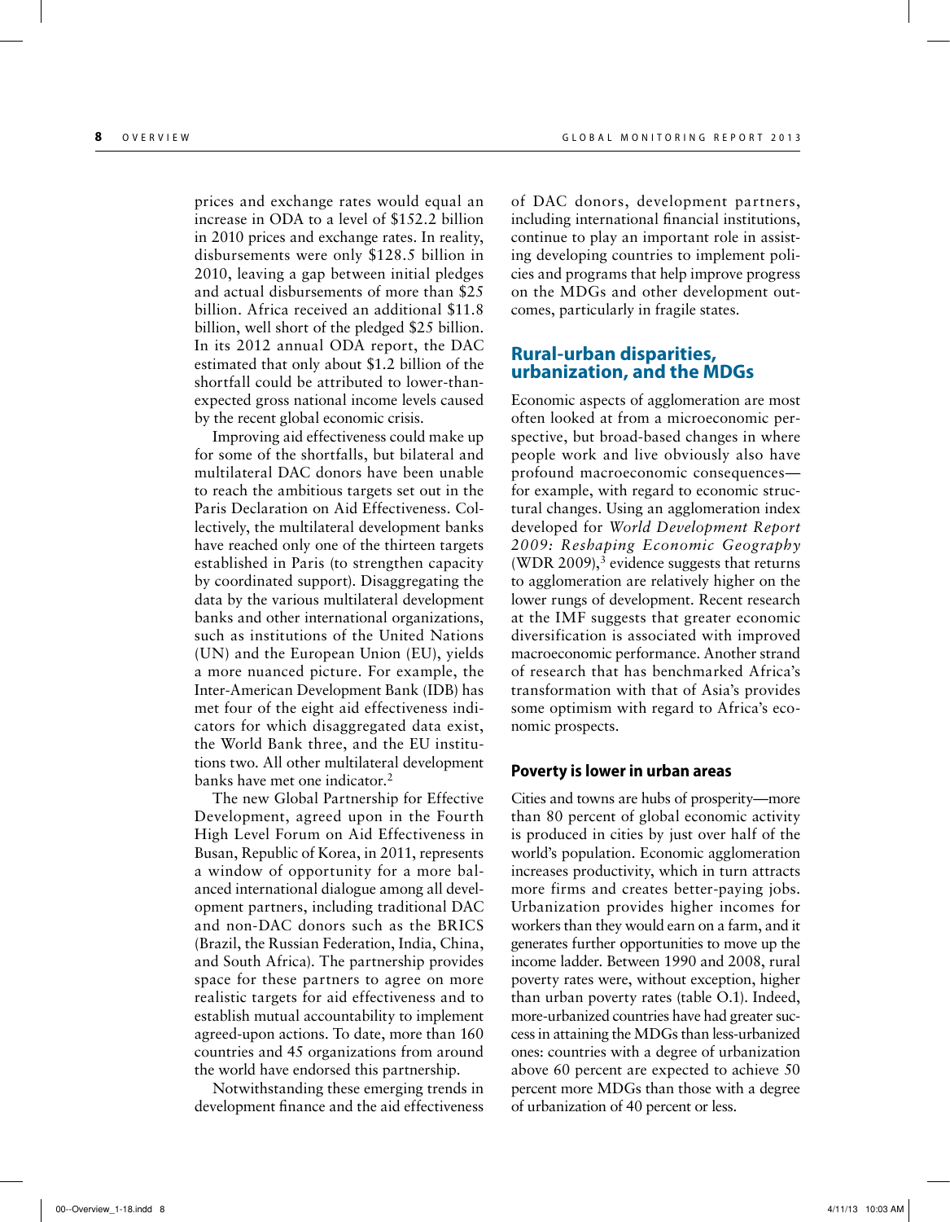prices and exchange rates would equal an increase in ODA to a level of $152.2 billion in 2010 prices and exchange rates. In reality, disbursements were only $128.5 billion in 2010, leaving a gap between initial pledges and actual disbursements of more than $25 billion. Africa received an additional $11.8 billion, well short of the pledged $25 billion. In its 2012 annual ODA report, the DAC estimated that only about $1.2 billion of the shortfall could be attributed to lower-than-expected gross national income levels caused by the recent global economic crisis.

Improving aid effectiveness could make up for some of the shortfalls, but bilateral and multilateral DAC donors have been unable to reach the ambitious targets set out in the Paris Declaration on Aid Effectiveness. Collectively, the multilateral development banks have reached only one of the thirteen targets established in Paris (to strengthen capacity by coordinated support). Disaggregating the data by the various multilateral development banks and other international organizations, such as institutions of the United Nations (UN) and the European Union (EU), yields a more nuanced picture. For example, the Inter-American Development Bank (IDB) has met four of the eight aid effectiveness indicators for which disaggregated data exist, the World Bank three, and the EU institutions two. All other multilateral development banks have met one indicator.[2]

The new Global Partnership for Effective Development, agreed upon in the Fourth High Level Forum on Aid Effectiveness in Busan, Republic of Korea, in 2011, represents a window of opportunity for a more balanced international dialogue among all development partners, including traditional DAC and non-DAC donors such as the BRICS (Brazil, the Russian Federation, India, China, and South Africa). The partnership provides space for these partners to agree on more realistic targets for aid effectiveness and to establish mutual accountability to implement agreed-upon actions. To date, more than 160 countries and 45 organizations from around the world have endorsed this partnership.

Notwithstanding these emerging trends in development finance and the aid effectiveness of DAC donors, development partners, including international financial institutions, continue to play an important role in assisting developing countries to implement policies and programs that help improve progress on the MDGs and other development outcomes, particularly in fragile states.

## Rural-urban disparities, urbanization, and the MDGs

Economic aspects of agglomeration are most often looked at from a microeconomic perspective, but broad-based changes in where people work and live obviously also have profound macroeconomic consequences—for example, with regard to economic structural changes. Using an agglomeration index developed for *World Development Report 2009: Reshaping Economic Geography* (WDR 2009),[3] evidence suggests that returns to agglomeration are relatively higher on the lower rungs of development. Recent research at the IMF suggests that greater economic diversification is associated with improved macroeconomic performance. Another strand of research that has benchmarked Africa's transformation with that of Asia's provides some optimism with regard to Africa's economic prospects.

### Poverty is lower in urban areas

Cities and towns are hubs of prosperity—more than 80 percent of global economic activity is produced in cities by just over half of the world's population. Economic agglomeration increases productivity, which in turn attracts more firms and creates better-paying jobs. Urbanization provides higher incomes for workers than they would earn on a farm, and it generates further opportunities to move up the income ladder. Between 1990 and 2008, rural poverty rates were, without exception, higher than urban poverty rates (table O.1). Indeed, more-urbanized countries have had greater success in attaining the MDGs than less-urbanized ones: countries with a degree of urbanization above 60 percent are expected to achieve 50 percent more MDGs than those with a degree of urbanization of 40 percent or less.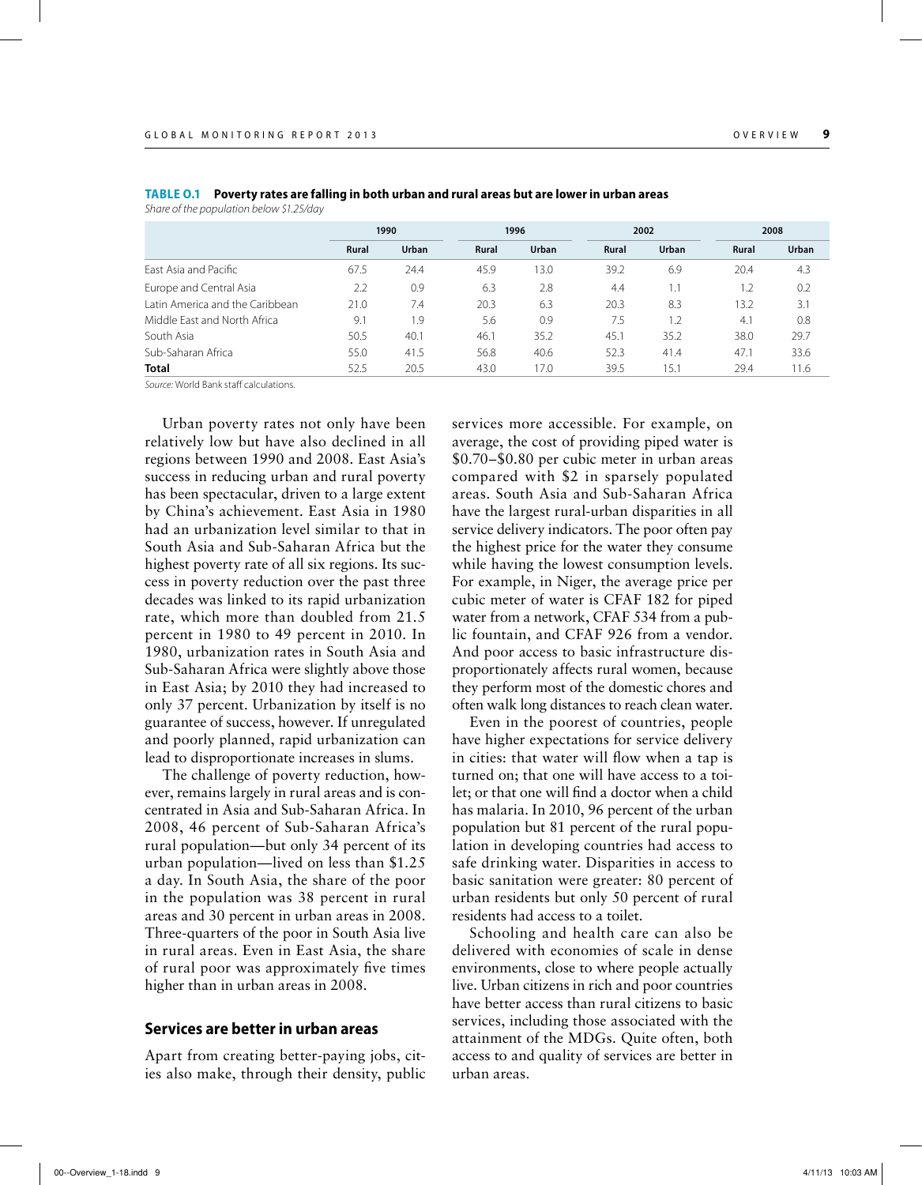**TABLE O.1 Poverty rates are falling in both urban and rural areas but are lower in urban areas**

*Share of the population below $1.25/day*

| | 1990 | | 1996 | | 2002 | | 2008 | |
|---|---|---|---|---|---|---|---|---|
| | Rural | Urban | Rural | Urban | Rural | Urban | Rural | Urban |
| East Asia and Pacific | 67.5 | 24.4 | 45.9 | 13.0 | 39.2 | 6.9 | 20.4 | 4.3 |
| Europe and Central Asia | 2.2 | 0.9 | 6.3 | 2.8 | 4.4 | 1.1 | 1.2 | 0.2 |
| Latin America and the Caribbean | 21.0 | 7.4 | 20.3 | 6.3 | 20.3 | 8.3 | 13.2 | 3.1 |
| Middle East and North Africa | 9.1 | 1.9 | 5.6 | 0.9 | 7.5 | 1.2 | 4.1 | 0.8 |
| South Asia | 50.5 | 40.1 | 46.1 | 35.2 | 45.1 | 35.2 | 38.0 | 29.7 |
| Sub-Saharan Africa | 55.0 | 41.5 | 56.8 | 40.6 | 52.3 | 41.4 | 47.1 | 33.6 |
| **Total** | 52.5 | 20.5 | 43.0 | 17.0 | 39.5 | 15.1 | 29.4 | 11.6 |

*Source:* World Bank staff calculations.

Urban poverty rates not only have been relatively low but have also declined in all regions between 1990 and 2008. East Asia's success in reducing urban and rural poverty has been spectacular, driven to a large extent by China's achievement. East Asia in 1980 had an urbanization level similar to that in South Asia and Sub-Saharan Africa but the highest poverty rate of all six regions. Its success in poverty reduction over the past three decades was linked to its rapid urbanization rate, which more than doubled from 21.5 percent in 1980 to 49 percent in 2010. In 1980, urbanization rates in South Asia and Sub-Saharan Africa were slightly above those in East Asia; by 2010 they had increased to only 37 percent. Urbanization by itself is no guarantee of success, however. If unregulated and poorly planned, rapid urbanization can lead to disproportionate increases in slums.

The challenge of poverty reduction, however, remains largely in rural areas and is concentrated in Asia and Sub-Saharan Africa. In 2008, 46 percent of Sub-Saharan Africa's rural population—but only 34 percent of its urban population—lived on less than $1.25 a day. In South Asia, the share of the poor in the population was 38 percent in rural areas and 30 percent in urban areas in 2008. Three-quarters of the poor in South Asia live in rural areas. Even in East Asia, the share of rural poor was approximately five times higher than in urban areas in 2008.

## Services are better in urban areas

Apart from creating better-paying jobs, cities also make, through their density, public services more accessible. For example, on average, the cost of providing piped water is $0.70–$0.80 per cubic meter in urban areas compared with $2 in sparsely populated areas. South Asia and Sub-Saharan Africa have the largest rural-urban disparities in all service delivery indicators. The poor often pay the highest price for the water they consume while having the lowest consumption levels. For example, in Niger, the average price per cubic meter of water is CFAF 182 for piped water from a network, CFAF 534 from a public fountain, and CFAF 926 from a vendor. And poor access to basic infrastructure disproportionately affects rural women, because they perform most of the domestic chores and often walk long distances to reach clean water.

Even in the poorest of countries, people have higher expectations for service delivery in cities: that water will flow when a tap is turned on; that one will have access to a toilet; or that one will find a doctor when a child has malaria. In 2010, 96 percent of the urban population but 81 percent of the rural population in developing countries had access to safe drinking water. Disparities in access to basic sanitation were greater: 80 percent of urban residents but only 50 percent of rural residents had access to a toilet.

Schooling and health care can also be delivered with economies of scale in dense environments, close to where people actually live. Urban citizens in rich and poor countries have better access than rural citizens to basic services, including those associated with the attainment of the MDGs. Quite often, both access to and quality of services are better in urban areas.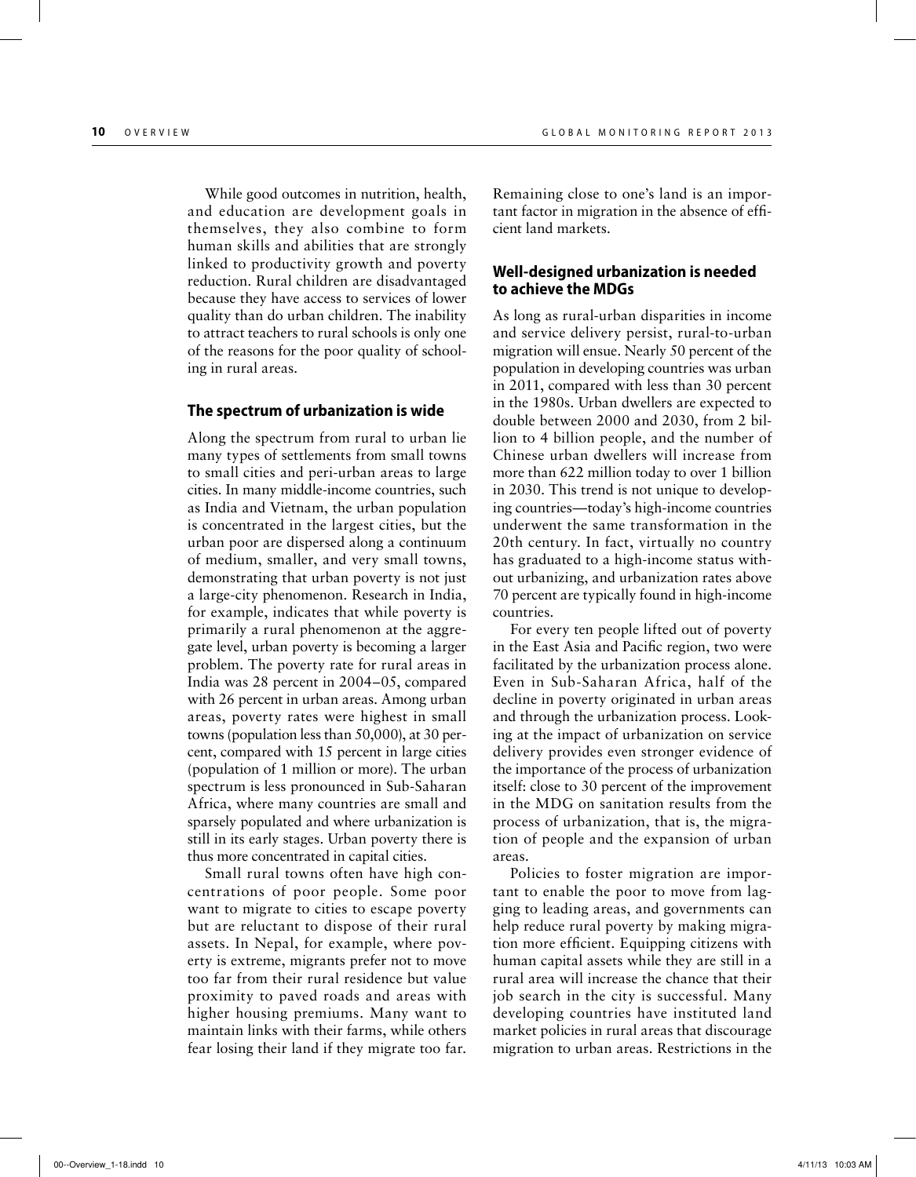While good outcomes in nutrition, health, and education are development goals in themselves, they also combine to form human skills and abilities that are strongly linked to productivity growth and poverty reduction. Rural children are disadvantaged because they have access to services of lower quality than do urban children. The inability to attract teachers to rural schools is only one of the reasons for the poor quality of schooling in rural areas.

### The spectrum of urbanization is wide

Along the spectrum from rural to urban lie many types of settlements from small towns to small cities and peri-urban areas to large cities. In many middle-income countries, such as India and Vietnam, the urban population is concentrated in the largest cities, but the urban poor are dispersed along a continuum of medium, smaller, and very small towns, demonstrating that urban poverty is not just a large-city phenomenon. Research in India, for example, indicates that while poverty is primarily a rural phenomenon at the aggregate level, urban poverty is becoming a larger problem. The poverty rate for rural areas in India was 28 percent in 2004–05, compared with 26 percent in urban areas. Among urban areas, poverty rates were highest in small towns (population less than 50,000), at 30 percent, compared with 15 percent in large cities (population of 1 million or more). The urban spectrum is less pronounced in Sub-Saharan Africa, where many countries are small and sparsely populated and where urbanization is still in its early stages. Urban poverty there is thus more concentrated in capital cities.

Small rural towns often have high concentrations of poor people. Some poor want to migrate to cities to escape poverty but are reluctant to dispose of their rural assets. In Nepal, for example, where poverty is extreme, migrants prefer not to move too far from their rural residence but value proximity to paved roads and areas with higher housing premiums. Many want to maintain links with their farms, while others fear losing their land if they migrate too far. Remaining close to one's land is an important factor in migration in the absence of efficient land markets.

### Well-designed urbanization is needed to achieve the MDGs

As long as rural-urban disparities in income and service delivery persist, rural-to-urban migration will ensue. Nearly 50 percent of the population in developing countries was urban in 2011, compared with less than 30 percent in the 1980s. Urban dwellers are expected to double between 2000 and 2030, from 2 billion to 4 billion people, and the number of Chinese urban dwellers will increase from more than 622 million today to over 1 billion in 2030. This trend is not unique to developing countries—today's high-income countries underwent the same transformation in the 20th century. In fact, virtually no country has graduated to a high-income status without urbanizing, and urbanization rates above 70 percent are typically found in high-income countries.

For every ten people lifted out of poverty in the East Asia and Pacific region, two were facilitated by the urbanization process alone. Even in Sub-Saharan Africa, half of the decline in poverty originated in urban areas and through the urbanization process. Looking at the impact of urbanization on service delivery provides even stronger evidence of the importance of the process of urbanization itself: close to 30 percent of the improvement in the MDG on sanitation results from the process of urbanization, that is, the migration of people and the expansion of urban areas.

Policies to foster migration are important to enable the poor to move from lagging to leading areas, and governments can help reduce rural poverty by making migration more efficient. Equipping citizens with human capital assets while they are still in a rural area will increase the chance that their job search in the city is successful. Many developing countries have instituted land market policies in rural areas that discourage migration to urban areas. Restrictions in the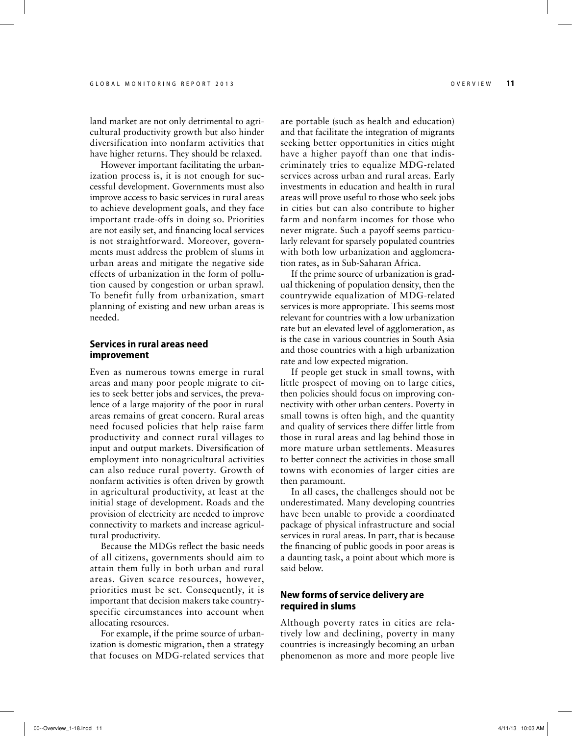land market are not only detrimental to agricultural productivity growth but also hinder diversification into nonfarm activities that have higher returns. They should be relaxed.

However important facilitating the urbanization process is, it is not enough for successful development. Governments must also improve access to basic services in rural areas to achieve development goals, and they face important trade-offs in doing so. Priorities are not easily set, and financing local services is not straightforward. Moreover, governments must address the problem of slums in urban areas and mitigate the negative side effects of urbanization in the form of pollution caused by congestion or urban sprawl. To benefit fully from urbanization, smart planning of existing and new urban areas is needed.

### Services in rural areas need improvement

Even as numerous towns emerge in rural areas and many poor people migrate to cities to seek better jobs and services, the prevalence of a large majority of the poor in rural areas remains of great concern. Rural areas need focused policies that help raise farm productivity and connect rural villages to input and output markets. Diversification of employment into nonagricultural activities can also reduce rural poverty. Growth of nonfarm activities is often driven by growth in agricultural productivity, at least at the initial stage of development. Roads and the provision of electricity are needed to improve connectivity to markets and increase agricultural productivity.

Because the MDGs reflect the basic needs of all citizens, governments should aim to attain them fully in both urban and rural areas. Given scarce resources, however, priorities must be set. Consequently, it is important that decision makers take country-specific circumstances into account when allocating resources.

For example, if the prime source of urbanization is domestic migration, then a strategy that focuses on MDG-related services that are portable (such as health and education) and that facilitate the integration of migrants seeking better opportunities in cities might have a higher payoff than one that indiscriminately tries to equalize MDG-related services across urban and rural areas. Early investments in education and health in rural areas will prove useful to those who seek jobs in cities but can also contribute to higher farm and nonfarm incomes for those who never migrate. Such a payoff seems particularly relevant for sparsely populated countries with both low urbanization and agglomeration rates, as in Sub-Saharan Africa.

If the prime source of urbanization is gradual thickening of population density, then the countrywide equalization of MDG-related services is more appropriate. This seems most relevant for countries with a low urbanization rate but an elevated level of agglomeration, as is the case in various countries in South Asia and those countries with a high urbanization rate and low expected migration.

If people get stuck in small towns, with little prospect of moving on to large cities, then policies should focus on improving connectivity with other urban centers. Poverty in small towns is often high, and the quantity and quality of services there differ little from those in rural areas and lag behind those in more mature urban settlements. Measures to better connect the activities in those small towns with economies of larger cities are then paramount.

In all cases, the challenges should not be underestimated. Many developing countries have been unable to provide a coordinated package of physical infrastructure and social services in rural areas. In part, that is because the financing of public goods in poor areas is a daunting task, a point about which more is said below.

### New forms of service delivery are required in slums

Although poverty rates in cities are relatively low and declining, poverty in many countries is increasingly becoming an urban phenomenon as more and more people live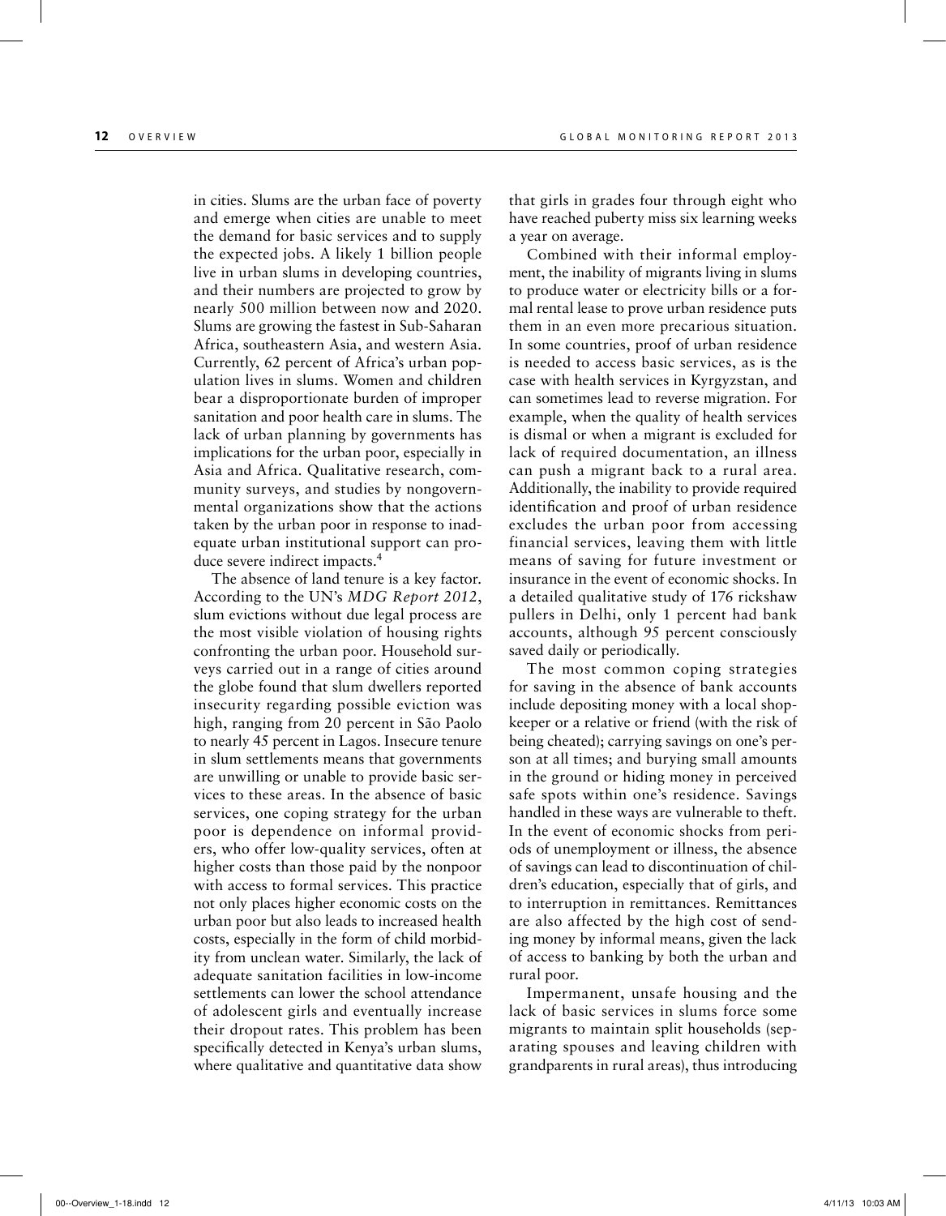in cities. Slums are the urban face of poverty and emerge when cities are unable to meet the demand for basic services and to supply the expected jobs. A likely 1 billion people live in urban slums in developing countries, and their numbers are projected to grow by nearly 500 million between now and 2020. Slums are growing the fastest in Sub-Saharan Africa, southeastern Asia, and western Asia. Currently, 62 percent of Africa's urban population lives in slums. Women and children bear a disproportionate burden of improper sanitation and poor health care in slums. The lack of urban planning by governments has implications for the urban poor, especially in Asia and Africa. Qualitative research, community surveys, and studies by nongovernmental organizations show that the actions taken by the urban poor in response to inadequate urban institutional support can produce severe indirect impacts.[4]

The absence of land tenure is a key factor. According to the UN's *MDG Report 2012*, slum evictions without due legal process are the most visible violation of housing rights confronting the urban poor. Household surveys carried out in a range of cities around the globe found that slum dwellers reported insecurity regarding possible eviction was high, ranging from 20 percent in São Paolo to nearly 45 percent in Lagos. Insecure tenure in slum settlements means that governments are unwilling or unable to provide basic services to these areas. In the absence of basic services, one coping strategy for the urban poor is dependence on informal providers, who offer low-quality services, often at higher costs than those paid by the nonpoor with access to formal services. This practice not only places higher economic costs on the urban poor but also leads to increased health costs, especially in the form of child morbidity from unclean water. Similarly, the lack of adequate sanitation facilities in low-income settlements can lower the school attendance of adolescent girls and eventually increase their dropout rates. This problem has been specifically detected in Kenya's urban slums, where qualitative and quantitative data show that girls in grades four through eight who have reached puberty miss six learning weeks a year on average.

Combined with their informal employment, the inability of migrants living in slums to produce water or electricity bills or a formal rental lease to prove urban residence puts them in an even more precarious situation. In some countries, proof of urban residence is needed to access basic services, as is the case with health services in Kyrgyzstan, and can sometimes lead to reverse migration. For example, when the quality of health services is dismal or when a migrant is excluded for lack of required documentation, an illness can push a migrant back to a rural area. Additionally, the inability to provide required identification and proof of urban residence excludes the urban poor from accessing financial services, leaving them with little means of saving for future investment or insurance in the event of economic shocks. In a detailed qualitative study of 176 rickshaw pullers in Delhi, only 1 percent had bank accounts, although 95 percent consciously saved daily or periodically.

The most common coping strategies for saving in the absence of bank accounts include depositing money with a local shopkeeper or a relative or friend (with the risk of being cheated); carrying savings on one's person at all times; and burying small amounts in the ground or hiding money in perceived safe spots within one's residence. Savings handled in these ways are vulnerable to theft. In the event of economic shocks from periods of unemployment or illness, the absence of savings can lead to discontinuation of children's education, especially that of girls, and to interruption in remittances. Remittances are also affected by the high cost of sending money by informal means, given the lack of access to banking by both the urban and rural poor.

Impermanent, unsafe housing and the lack of basic services in slums force some migrants to maintain split households (separating spouses and leaving children with grandparents in rural areas), thus introducing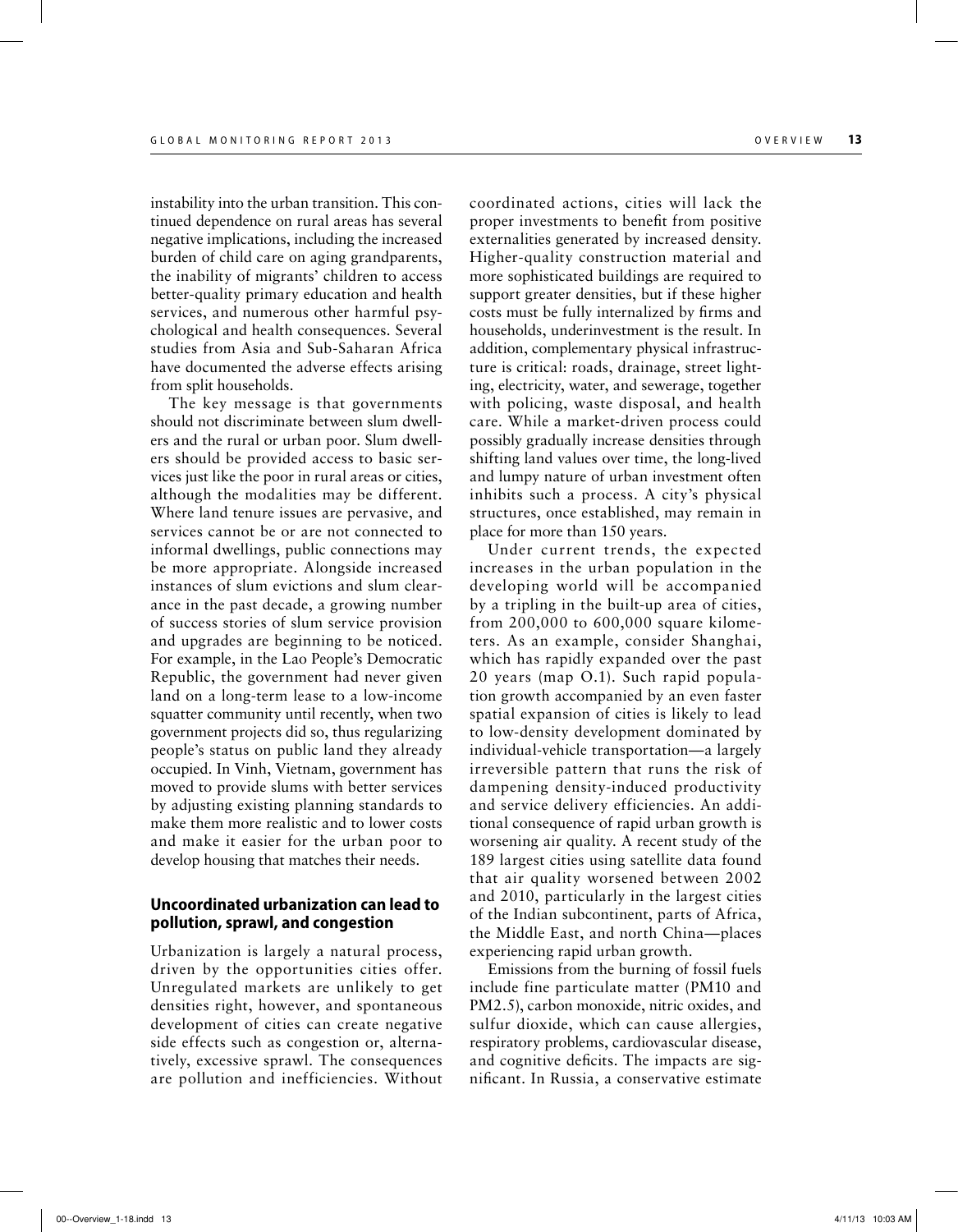instability into the urban transition. This continued dependence on rural areas has several negative implications, including the increased burden of child care on aging grandparents, the inability of migrants' children to access better-quality primary education and health services, and numerous other harmful psychological and health consequences. Several studies from Asia and Sub-Saharan Africa have documented the adverse effects arising from split households.

The key message is that governments should not discriminate between slum dwellers and the rural or urban poor. Slum dwellers should be provided access to basic services just like the poor in rural areas or cities, although the modalities may be different. Where land tenure issues are pervasive, and services cannot be or are not connected to informal dwellings, public connections may be more appropriate. Alongside increased instances of slum evictions and slum clearance in the past decade, a growing number of success stories of slum service provision and upgrades are beginning to be noticed. For example, in the Lao People's Democratic Republic, the government had never given land on a long-term lease to a low-income squatter community until recently, when two government projects did so, thus regularizing people's status on public land they already occupied. In Vinh, Vietnam, government has moved to provide slums with better services by adjusting existing planning standards to make them more realistic and to lower costs and make it easier for the urban poor to develop housing that matches their needs.

### Uncoordinated urbanization can lead to pollution, sprawl, and congestion

Urbanization is largely a natural process, driven by the opportunities cities offer. Unregulated markets are unlikely to get densities right, however, and spontaneous development of cities can create negative side effects such as congestion or, alternatively, excessive sprawl. The consequences are pollution and inefficiencies. Without coordinated actions, cities will lack the proper investments to benefit from positive externalities generated by increased density. Higher-quality construction material and more sophisticated buildings are required to support greater densities, but if these higher costs must be fully internalized by firms and households, underinvestment is the result. In addition, complementary physical infrastructure is critical: roads, drainage, street lighting, electricity, water, and sewerage, together with policing, waste disposal, and health care. While a market-driven process could possibly gradually increase densities through shifting land values over time, the long-lived and lumpy nature of urban investment often inhibits such a process. A city's physical structures, once established, may remain in place for more than 150 years.

Under current trends, the expected increases in the urban population in the developing world will be accompanied by a tripling in the built-up area of cities, from 200,000 to 600,000 square kilometers. As an example, consider Shanghai, which has rapidly expanded over the past 20 years (map O.1). Such rapid population growth accompanied by an even faster spatial expansion of cities is likely to lead to low-density development dominated by individual-vehicle transportation—a largely irreversible pattern that runs the risk of dampening density-induced productivity and service delivery efficiencies. An additional consequence of rapid urban growth is worsening air quality. A recent study of the 189 largest cities using satellite data found that air quality worsened between 2002 and 2010, particularly in the largest cities of the Indian subcontinent, parts of Africa, the Middle East, and north China—places experiencing rapid urban growth.

Emissions from the burning of fossil fuels include fine particulate matter (PM10 and PM2.5), carbon monoxide, nitric oxides, and sulfur dioxide, which can cause allergies, respiratory problems, cardiovascular disease, and cognitive deficits. The impacts are significant. In Russia, a conservative estimate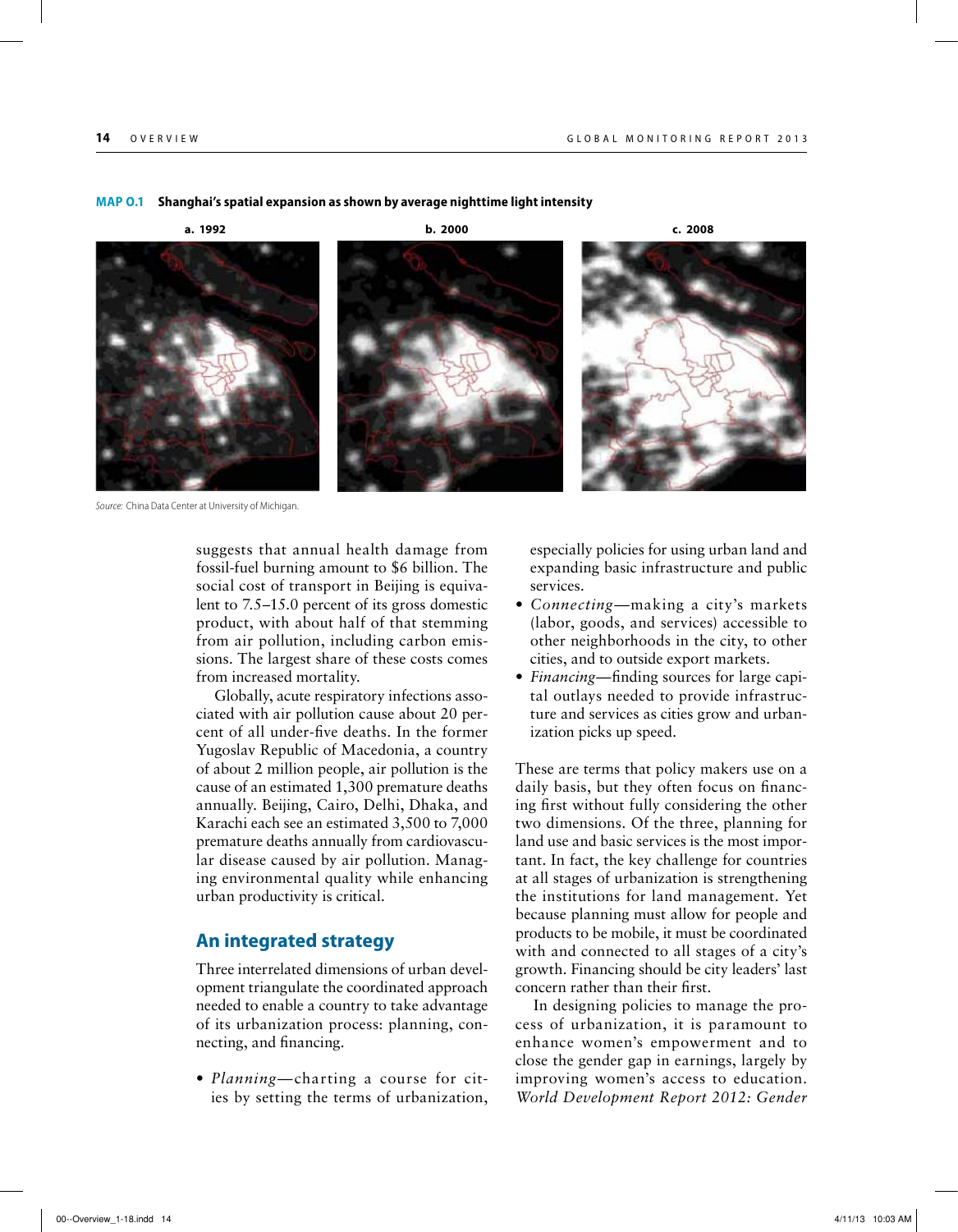**MAP O.1 Shanghai's spatial expansion as shown by average nighttime light intensity**

a. 1992

b. 2000

c. 2008

*Source:* China Data Center at University of Michigan.

suggests that annual health damage from fossil-fuel burning amount to $6 billion. The social cost of transport in Beijing is equivalent to 7.5–15.0 percent of its gross domestic product, with about half of that stemming from air pollution, including carbon emissions. The largest share of these costs comes from increased mortality.

Globally, acute respiratory infections associated with air pollution cause about 20 percent of all under-five deaths. In the former Yugoslav Republic of Macedonia, a country of about 2 million people, air pollution is the cause of an estimated 1,300 premature deaths annually. Beijing, Cairo, Delhi, Dhaka, and Karachi each see an estimated 3,500 to 7,000 premature deaths annually from cardiovascular disease caused by air pollution. Managing environmental quality while enhancing urban productivity is critical.

## An integrated strategy

Three interrelated dimensions of urban development triangulate the coordinated approach needed to enable a country to take advantage of its urbanization process: planning, connecting, and financing.

- *Planning*—charting a course for cities by setting the terms of urbanization, especially policies for using urban land and expanding basic infrastructure and public services.
- *Connecting*—making a city's markets (labor, goods, and services) accessible to other neighborhoods in the city, to other cities, and to outside export markets.
- *Financing*—finding sources for large capital outlays needed to provide infrastructure and services as cities grow and urbanization picks up speed.

These are terms that policy makers use on a daily basis, but they often focus on financing first without fully considering the other two dimensions. Of the three, planning for land use and basic services is the most important. In fact, the key challenge for countries at all stages of urbanization is strengthening the institutions for land management. Yet because planning must allow for people and products to be mobile, it must be coordinated with and connected to all stages of a city's growth. Financing should be city leaders' last concern rather than their first.

In designing policies to manage the process of urbanization, it is paramount to enhance women's empowerment and to close the gender gap in earnings, largely by improving women's access to education. *World Development Report 2012: Gender*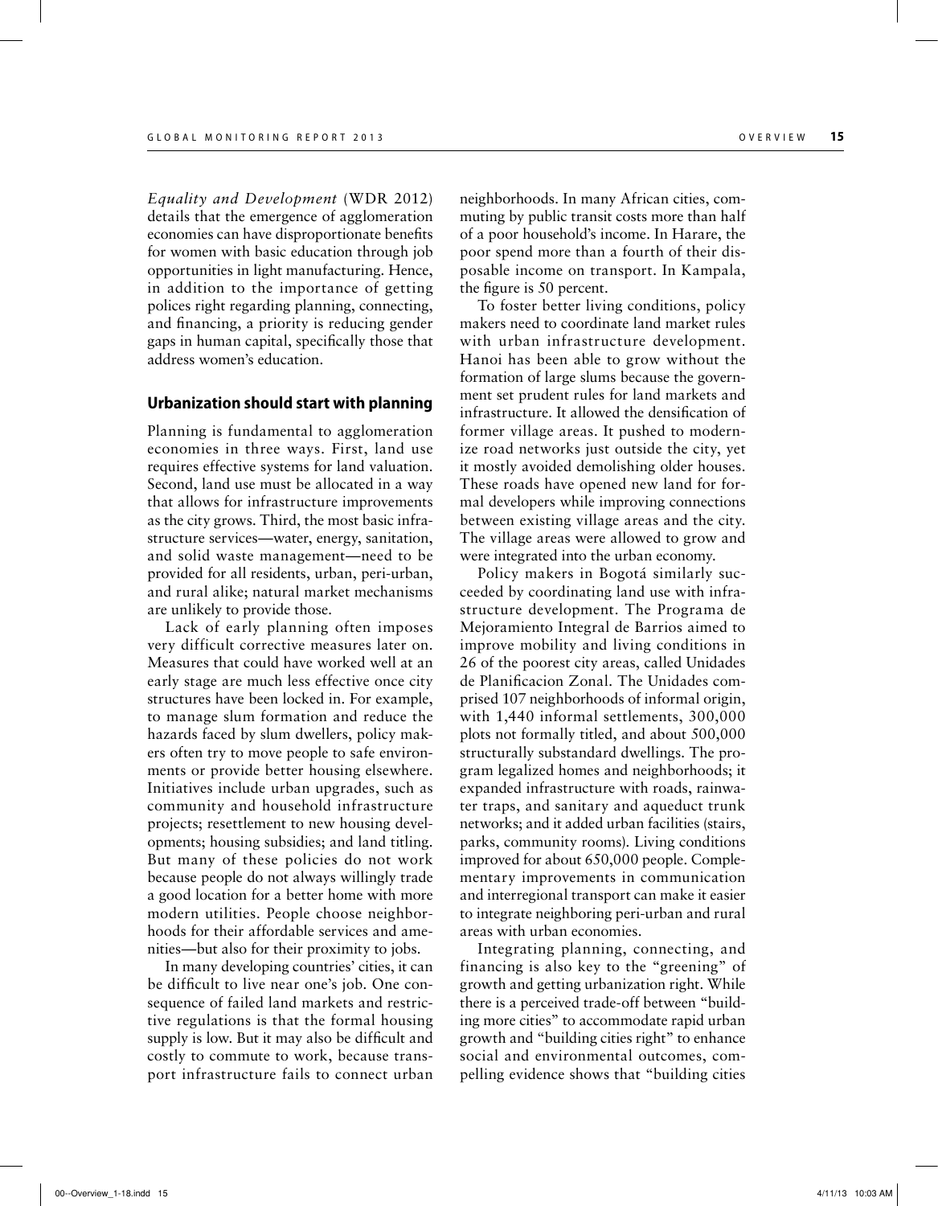*Equality and Development* (WDR 2012) details that the emergence of agglomeration economies can have disproportionate benefits for women with basic education through job opportunities in light manufacturing. Hence, in addition to the importance of getting polices right regarding planning, connecting, and financing, a priority is reducing gender gaps in human capital, specifically those that address women's education.

## Urbanization should start with planning

Planning is fundamental to agglomeration economies in three ways. First, land use requires effective systems for land valuation. Second, land use must be allocated in a way that allows for infrastructure improvements as the city grows. Third, the most basic infrastructure services—water, energy, sanitation, and solid waste management—need to be provided for all residents, urban, peri-urban, and rural alike; natural market mechanisms are unlikely to provide those.

Lack of early planning often imposes very difficult corrective measures later on. Measures that could have worked well at an early stage are much less effective once city structures have been locked in. For example, to manage slum formation and reduce the hazards faced by slum dwellers, policy makers often try to move people to safe environments or provide better housing elsewhere. Initiatives include urban upgrades, such as community and household infrastructure projects; resettlement to new housing developments; housing subsidies; and land titling. But many of these policies do not work because people do not always willingly trade a good location for a better home with more modern utilities. People choose neighborhoods for their affordable services and amenities—but also for their proximity to jobs.

In many developing countries' cities, it can be difficult to live near one's job. One consequence of failed land markets and restrictive regulations is that the formal housing supply is low. But it may also be difficult and costly to commute to work, because transport infrastructure fails to connect urban neighborhoods. In many African cities, commuting by public transit costs more than half of a poor household's income. In Harare, the poor spend more than a fourth of their disposable income on transport. In Kampala, the figure is 50 percent.

To foster better living conditions, policy makers need to coordinate land market rules with urban infrastructure development. Hanoi has been able to grow without the formation of large slums because the government set prudent rules for land markets and infrastructure. It allowed the densification of former village areas. It pushed to modernize road networks just outside the city, yet it mostly avoided demolishing older houses. These roads have opened new land for formal developers while improving connections between existing village areas and the city. The village areas were allowed to grow and were integrated into the urban economy.

Policy makers in Bogotá similarly succeeded by coordinating land use with infrastructure development. The Programa de Mejoramiento Integral de Barrios aimed to improve mobility and living conditions in 26 of the poorest city areas, called Unidades de Planificacion Zonal. The Unidades comprised 107 neighborhoods of informal origin, with 1,440 informal settlements, 300,000 plots not formally titled, and about 500,000 structurally substandard dwellings. The program legalized homes and neighborhoods; it expanded infrastructure with roads, rainwater traps, and sanitary and aqueduct trunk networks; and it added urban facilities (stairs, parks, community rooms). Living conditions improved for about 650,000 people. Complementary improvements in communication and interregional transport can make it easier to integrate neighboring peri-urban and rural areas with urban economies.

Integrating planning, connecting, and financing is also key to the "greening" of growth and getting urbanization right. While there is a perceived trade-off between "building more cities" to accommodate rapid urban growth and "building cities right" to enhance social and environmental outcomes, compelling evidence shows that "building cities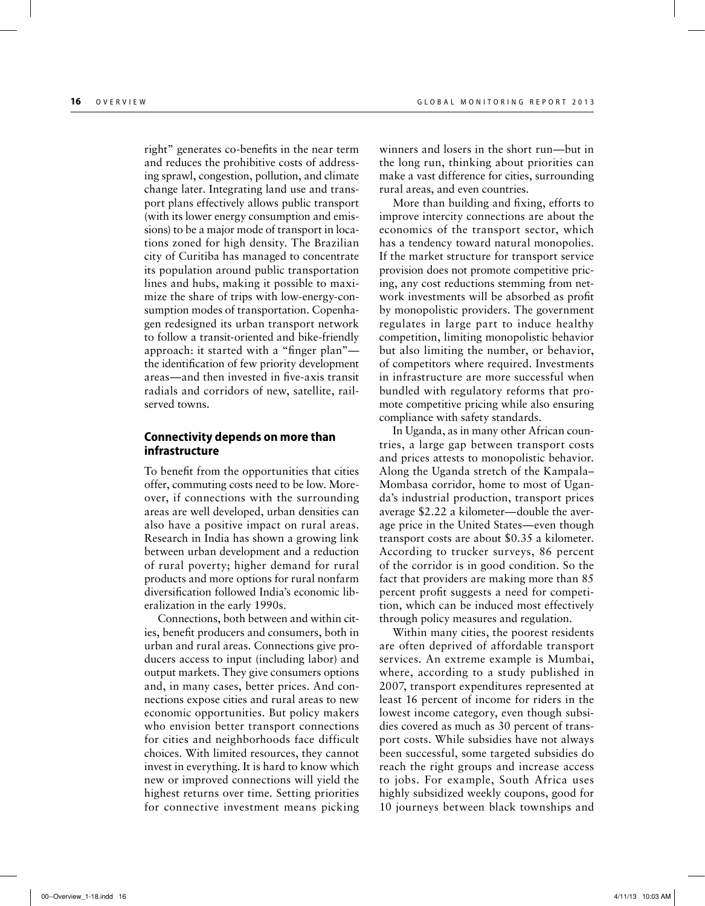right" generates co-benefits in the near term and reduces the prohibitive costs of addressing sprawl, congestion, pollution, and climate change later. Integrating land use and transport plans effectively allows public transport (with its lower energy consumption and emissions) to be a major mode of transport in locations zoned for high density. The Brazilian city of Curitiba has managed to concentrate its population around public transportation lines and hubs, making it possible to maximize the share of trips with low-energy-consumption modes of transportation. Copenhagen redesigned its urban transport network to follow a transit-oriented and bike-friendly approach: it started with a "finger plan"—the identification of few priority development areas—and then invested in five-axis transit radials and corridors of new, satellite, rail-served towns.

## Connectivity depends on more than infrastructure

To benefit from the opportunities that cities offer, commuting costs need to be low. Moreover, if connections with the surrounding areas are well developed, urban densities can also have a positive impact on rural areas. Research in India has shown a growing link between urban development and a reduction of rural poverty; higher demand for rural products and more options for rural nonfarm diversification followed India's economic liberalization in the early 1990s.

Connections, both between and within cities, benefit producers and consumers, both in urban and rural areas. Connections give producers access to input (including labor) and output markets. They give consumers options and, in many cases, better prices. And connections expose cities and rural areas to new economic opportunities. But policy makers who envision better transport connections for cities and neighborhoods face difficult choices. With limited resources, they cannot invest in everything. It is hard to know which new or improved connections will yield the highest returns over time. Setting priorities for connective investment means picking winners and losers in the short run—but in the long run, thinking about priorities can make a vast difference for cities, surrounding rural areas, and even countries.

More than building and fixing, efforts to improve intercity connections are about the economics of the transport sector, which has a tendency toward natural monopolies. If the market structure for transport service provision does not promote competitive pricing, any cost reductions stemming from network investments will be absorbed as profit by monopolistic providers. The government regulates in large part to induce healthy competition, limiting monopolistic behavior but also limiting the number, or behavior, of competitors where required. Investments in infrastructure are more successful when bundled with regulatory reforms that promote competitive pricing while also ensuring compliance with safety standards.

In Uganda, as in many other African countries, a large gap between transport costs and prices attests to monopolistic behavior. Along the Uganda stretch of the Kampala–Mombasa corridor, home to most of Uganda's industrial production, transport prices average \$2.22 a kilometer—double the average price in the United States—even though transport costs are about \$0.35 a kilometer. According to trucker surveys, 86 percent of the corridor is in good condition. So the fact that providers are making more than 85 percent profit suggests a need for competition, which can be induced most effectively through policy measures and regulation.

Within many cities, the poorest residents are often deprived of affordable transport services. An extreme example is Mumbai, where, according to a study published in 2007, transport expenditures represented at least 16 percent of income for riders in the lowest income category, even though subsidies covered as much as 30 percent of transport costs. While subsidies have not always been successful, some targeted subsidies do reach the right groups and increase access to jobs. For example, South Africa uses highly subsidized weekly coupons, good for 10 journeys between black townships and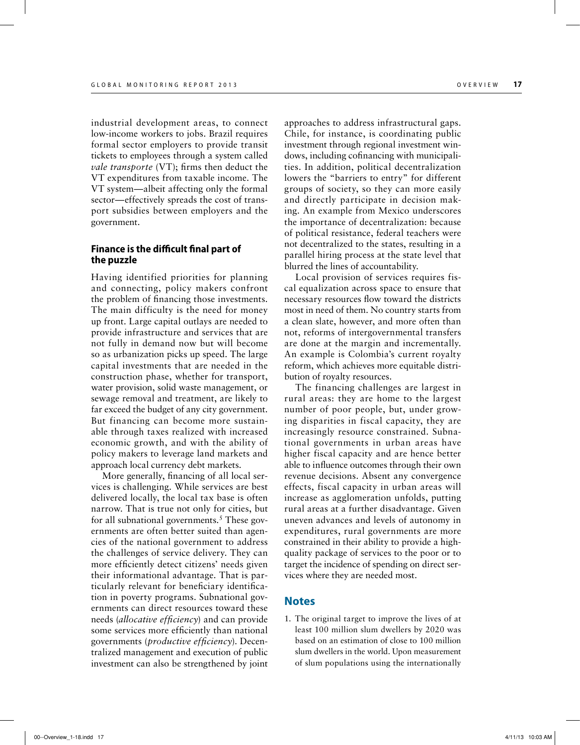industrial development areas, to connect low-income workers to jobs. Brazil requires formal sector employers to provide transit tickets to employees through a system called *vale transporte* (VT); firms then deduct the VT expenditures from taxable income. The VT system—albeit affecting only the formal sector—effectively spreads the cost of transport subsidies between employers and the government.

### Finance is the difficult final part of the puzzle

Having identified priorities for planning and connecting, policy makers confront the problem of financing those investments. The main difficulty is the need for money up front. Large capital outlays are needed to provide infrastructure and services that are not fully in demand now but will become so as urbanization picks up speed. The large capital investments that are needed in the construction phase, whether for transport, water provision, solid waste management, or sewage removal and treatment, are likely to far exceed the budget of any city government. But financing can become more sustainable through taxes realized with increased economic growth, and with the ability of policy makers to leverage land markets and approach local currency debt markets.

More generally, financing of all local services is challenging. While services are best delivered locally, the local tax base is often narrow. That is true not only for cities, but for all subnational governments.[5] These governments are often better suited than agencies of the national government to address the challenges of service delivery. They can more efficiently detect citizens' needs given their informational advantage. That is particularly relevant for beneficiary identification in poverty programs. Subnational governments can direct resources toward these needs (*allocative efficiency*) and can provide some services more efficiently than national governments (*productive efficiency*). Decentralized management and execution of public investment can also be strengthened by joint approaches to address infrastructural gaps. Chile, for instance, is coordinating public investment through regional investment windows, including cofinancing with municipalities. In addition, political decentralization lowers the "barriers to entry" for different groups of society, so they can more easily and directly participate in decision making. An example from Mexico underscores the importance of decentralization: because of political resistance, federal teachers were not decentralized to the states, resulting in a parallel hiring process at the state level that blurred the lines of accountability.

Local provision of services requires fiscal equalization across space to ensure that necessary resources flow toward the districts most in need of them. No country starts from a clean slate, however, and more often than not, reforms of intergovernmental transfers are done at the margin and incrementally. An example is Colombia's current royalty reform, which achieves more equitable distribution of royalty resources.

The financing challenges are largest in rural areas: they are home to the largest number of poor people, but, under growing disparities in fiscal capacity, they are increasingly resource constrained. Subnational governments in urban areas have higher fiscal capacity and are hence better able to influence outcomes through their own revenue decisions. Absent any convergence effects, fiscal capacity in urban areas will increase as agglomeration unfolds, putting rural areas at a further disadvantage. Given uneven advances and levels of autonomy in expenditures, rural governments are more constrained in their ability to provide a high-quality package of services to the poor or to target the incidence of spending on direct services where they are needed most.

## Notes

1. The original target to improve the lives of at least 100 million slum dwellers by 2020 was based on an estimation of close to 100 million slum dwellers in the world. Upon measurement of slum populations using the internationally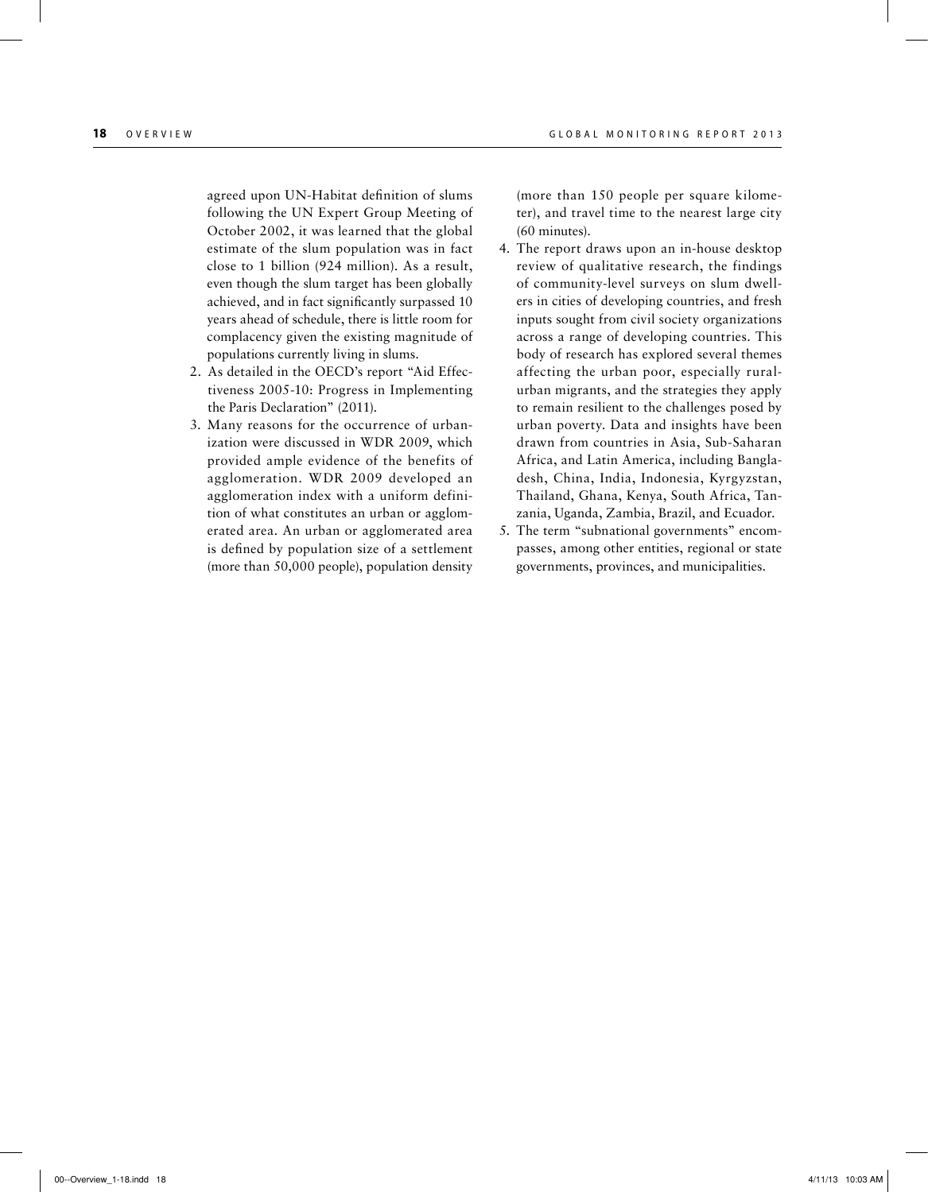agreed upon UN-Habitat definition of slums following the UN Expert Group Meeting of October 2002, it was learned that the global estimate of the slum population was in fact close to 1 billion (924 million). As a result, even though the slum target has been globally achieved, and in fact significantly surpassed 10 years ahead of schedule, there is little room for complacency given the existing magnitude of populations currently living in slums.

2. As detailed in the OECD's report "Aid Effectiveness 2005-10: Progress in Implementing the Paris Declaration" (2011).
3. Many reasons for the occurrence of urbanization were discussed in WDR 2009, which provided ample evidence of the benefits of agglomeration. WDR 2009 developed an agglomeration index with a uniform definition of what constitutes an urban or agglomerated area. An urban or agglomerated area is defined by population size of a settlement (more than 50,000 people), population density (more than 150 people per square kilometer), and travel time to the nearest large city (60 minutes).
4. The report draws upon an in-house desktop review of qualitative research, the findings of community-level surveys on slum dwellers in cities of developing countries, and fresh inputs sought from civil society organizations across a range of developing countries. This body of research has explored several themes affecting the urban poor, especially rural-urban migrants, and the strategies they apply to remain resilient to the challenges posed by urban poverty. Data and insights have been drawn from countries in Asia, Sub-Saharan Africa, and Latin America, including Bangladesh, China, India, Indonesia, Kyrgyzstan, Thailand, Ghana, Kenya, South Africa, Tanzania, Uganda, Zambia, Brazil, and Ecuador.
5. The term "subnational governments" encompasses, among other entities, regional or state governments, provinces, and municipalities.